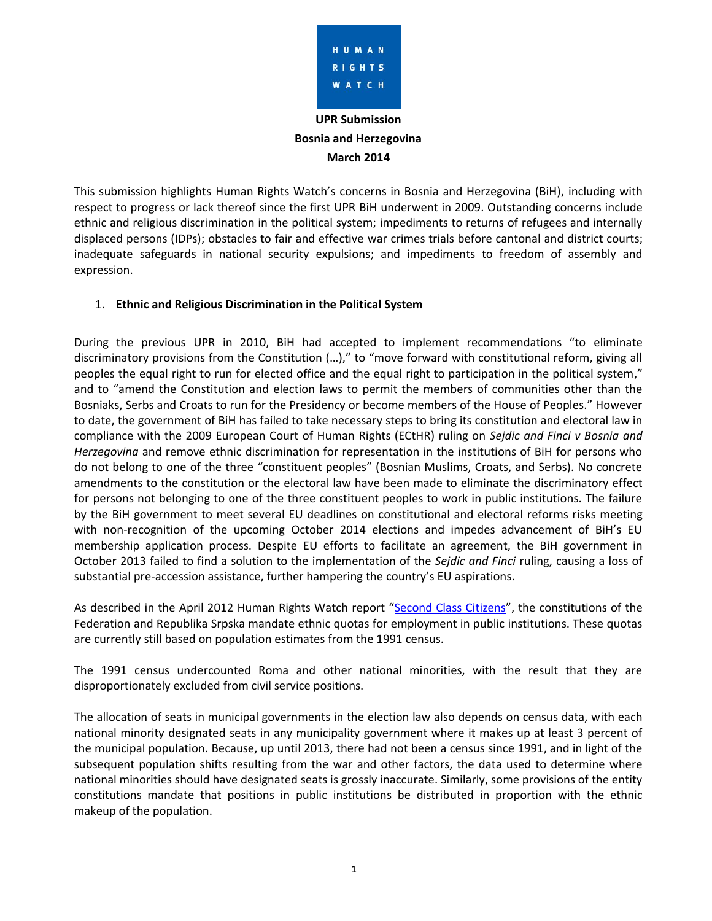HUMAN RIGHTS WATCH

**UPR Submission**
**Bosnia and Herzegovina**
**March 2014**

This submission highlights Human Rights Watch's concerns in Bosnia and Herzegovina (BiH), including with respect to progress or lack thereof since the first UPR BiH underwent in 2009. Outstanding concerns include ethnic and religious discrimination in the political system; impediments to returns of refugees and internally displaced persons (IDPs); obstacles to fair and effective war crimes trials before cantonal and district courts; inadequate safeguards in national security expulsions; and impediments to freedom of assembly and expression.

1. **Ethnic and Religious Discrimination in the Political System**

During the previous UPR in 2010, BiH had accepted to implement recommendations "to eliminate discriminatory provisions from the Constitution (…)," to "move forward with constitutional reform, giving all peoples the equal right to run for elected office and the equal right to participation in the political system," and to "amend the Constitution and election laws to permit the members of communities other than the Bosniaks, Serbs and Croats to run for the Presidency or become members of the House of Peoples." However to date, the government of BiH has failed to take necessary steps to bring its constitution and electoral law in compliance with the 2009 European Court of Human Rights (ECtHR) ruling on *Sejdic and Finci v Bosnia and Herzegovina* and remove ethnic discrimination for representation in the institutions of BiH for persons who do not belong to one of the three "constituent peoples" (Bosnian Muslims, Croats, and Serbs). No concrete amendments to the constitution or the electoral law have been made to eliminate the discriminatory effect for persons not belonging to one of the three constituent peoples to work in public institutions. The failure by the BiH government to meet several EU deadlines on constitutional and electoral reforms risks meeting with non-recognition of the upcoming October 2014 elections and impedes advancement of BiH's EU membership application process. Despite EU efforts to facilitate an agreement, the BiH government in October 2013 failed to find a solution to the implementation of the *Sejdic and Finci* ruling, causing a loss of substantial pre-accession assistance, further hampering the country's EU aspirations.

As described in the April 2012 Human Rights Watch report "Second Class Citizens", the constitutions of the Federation and Republika Srpska mandate ethnic quotas for employment in public institutions. These quotas are currently still based on population estimates from the 1991 census.

The 1991 census undercounted Roma and other national minorities, with the result that they are disproportionately excluded from civil service positions.

The allocation of seats in municipal governments in the election law also depends on census data, with each national minority designated seats in any municipality government where it makes up at least 3 percent of the municipal population. Because, up until 2013, there had not been a census since 1991, and in light of the subsequent population shifts resulting from the war and other factors, the data used to determine where national minorities should have designated seats is grossly inaccurate. Similarly, some provisions of the entity constitutions mandate that positions in public institutions be distributed in proportion with the ethnic makeup of the population.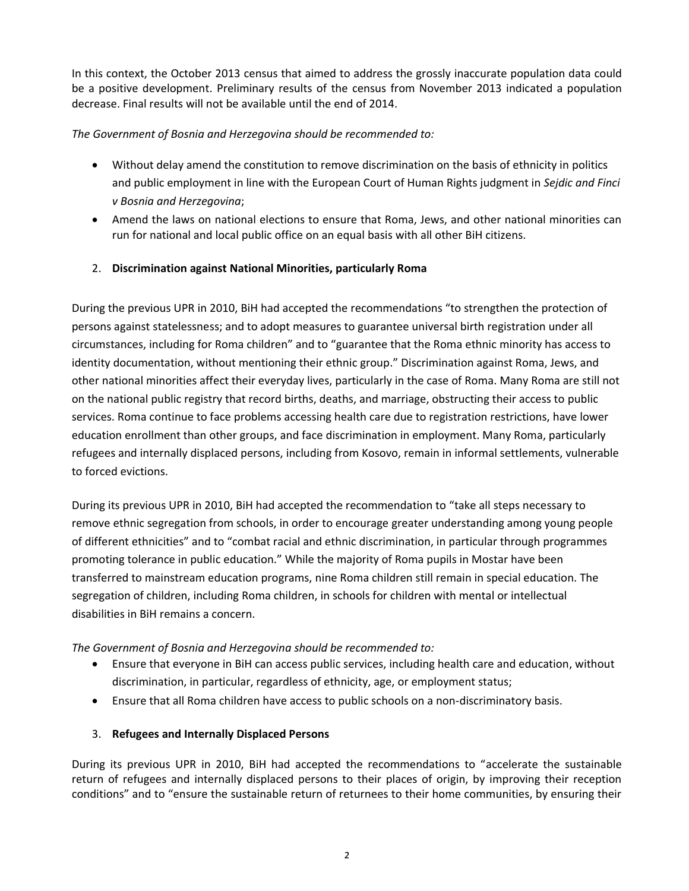In this context, the October 2013 census that aimed to address the grossly inaccurate population data could be a positive development. Preliminary results of the census from November 2013 indicated a population decrease. Final results will not be available until the end of 2014.

*The Government of Bosnia and Herzegovina should be recommended to:*

- Without delay amend the constitution to remove discrimination on the basis of ethnicity in politics and public employment in line with the European Court of Human Rights judgment in *Sejdic and Finci v Bosnia and Herzegovina*;
- Amend the laws on national elections to ensure that Roma, Jews, and other national minorities can run for national and local public office on an equal basis with all other BiH citizens.

## 2. **Discrimination against National Minorities, particularly Roma**

During the previous UPR in 2010, BiH had accepted the recommendations "to strengthen the protection of persons against statelessness; and to adopt measures to guarantee universal birth registration under all circumstances, including for Roma children" and to "guarantee that the Roma ethnic minority has access to identity documentation, without mentioning their ethnic group." Discrimination against Roma, Jews, and other national minorities affect their everyday lives, particularly in the case of Roma. Many Roma are still not on the national public registry that record births, deaths, and marriage, obstructing their access to public services. Roma continue to face problems accessing health care due to registration restrictions, have lower education enrollment than other groups, and face discrimination in employment. Many Roma, particularly refugees and internally displaced persons, including from Kosovo, remain in informal settlements, vulnerable to forced evictions.

During its previous UPR in 2010, BiH had accepted the recommendation to "take all steps necessary to remove ethnic segregation from schools, in order to encourage greater understanding among young people of different ethnicities" and to "combat racial and ethnic discrimination, in particular through programmes promoting tolerance in public education." While the majority of Roma pupils in Mostar have been transferred to mainstream education programs, nine Roma children still remain in special education. The segregation of children, including Roma children, in schools for children with mental or intellectual disabilities in BiH remains a concern.

*The Government of Bosnia and Herzegovina should be recommended to:*

- Ensure that everyone in BiH can access public services, including health care and education, without discrimination, in particular, regardless of ethnicity, age, or employment status;
- Ensure that all Roma children have access to public schools on a non-discriminatory basis.

## 3. **Refugees and Internally Displaced Persons**

During its previous UPR in 2010, BiH had accepted the recommendations to "accelerate the sustainable return of refugees and internally displaced persons to their places of origin, by improving their reception conditions" and to "ensure the sustainable return of returnees to their home communities, by ensuring their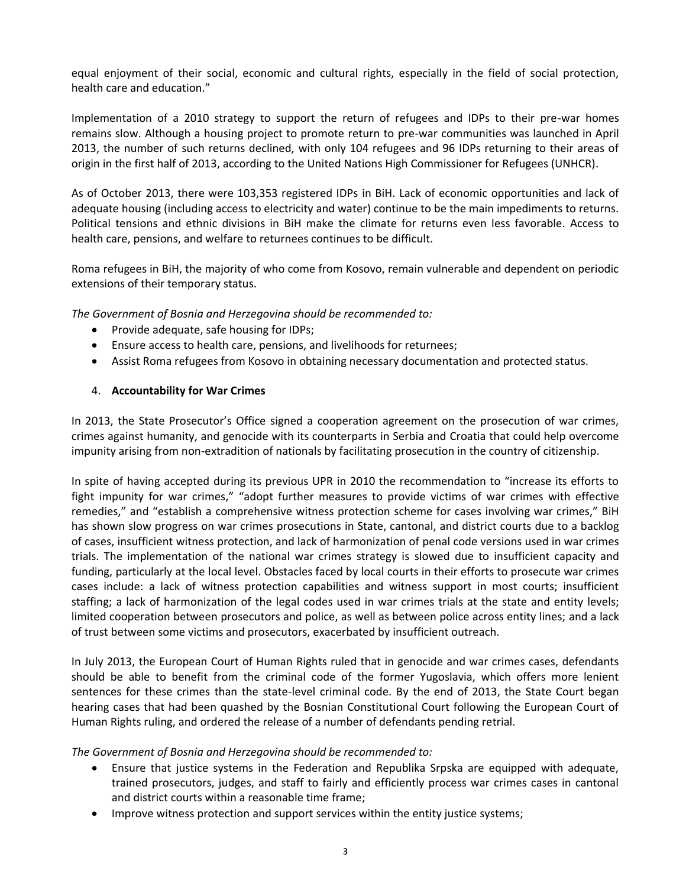equal enjoyment of their social, economic and cultural rights, especially in the field of social protection, health care and education."

Implementation of a 2010 strategy to support the return of refugees and IDPs to their pre-war homes remains slow. Although a housing project to promote return to pre-war communities was launched in April 2013, the number of such returns declined, with only 104 refugees and 96 IDPs returning to their areas of origin in the first half of 2013, according to the United Nations High Commissioner for Refugees (UNHCR).

As of October 2013, there were 103,353 registered IDPs in BiH. Lack of economic opportunities and lack of adequate housing (including access to electricity and water) continue to be the main impediments to returns. Political tensions and ethnic divisions in BiH make the climate for returns even less favorable. Access to health care, pensions, and welfare to returnees continues to be difficult.

Roma refugees in BiH, the majority of who come from Kosovo, remain vulnerable and dependent on periodic extensions of their temporary status.

*The Government of Bosnia and Herzegovina should be recommended to:*

- Provide adequate, safe housing for IDPs;
- Ensure access to health care, pensions, and livelihoods for returnees;
- Assist Roma refugees from Kosovo in obtaining necessary documentation and protected status.

4. **Accountability for War Crimes**

In 2013, the State Prosecutor's Office signed a cooperation agreement on the prosecution of war crimes, crimes against humanity, and genocide with its counterparts in Serbia and Croatia that could help overcome impunity arising from non-extradition of nationals by facilitating prosecution in the country of citizenship.

In spite of having accepted during its previous UPR in 2010 the recommendation to "increase its efforts to fight impunity for war crimes," "adopt further measures to provide victims of war crimes with effective remedies," and "establish a comprehensive witness protection scheme for cases involving war crimes," BiH has shown slow progress on war crimes prosecutions in State, cantonal, and district courts due to a backlog of cases, insufficient witness protection, and lack of harmonization of penal code versions used in war crimes trials. The implementation of the national war crimes strategy is slowed due to insufficient capacity and funding, particularly at the local level. Obstacles faced by local courts in their efforts to prosecute war crimes cases include: a lack of witness protection capabilities and witness support in most courts; insufficient staffing; a lack of harmonization of the legal codes used in war crimes trials at the state and entity levels; limited cooperation between prosecutors and police, as well as between police across entity lines; and a lack of trust between some victims and prosecutors, exacerbated by insufficient outreach.

In July 2013, the European Court of Human Rights ruled that in genocide and war crimes cases, defendants should be able to benefit from the criminal code of the former Yugoslavia, which offers more lenient sentences for these crimes than the state-level criminal code. By the end of 2013, the State Court began hearing cases that had been quashed by the Bosnian Constitutional Court following the European Court of Human Rights ruling, and ordered the release of a number of defendants pending retrial.

*The Government of Bosnia and Herzegovina should be recommended to:*

- Ensure that justice systems in the Federation and Republika Srpska are equipped with adequate, trained prosecutors, judges, and staff to fairly and efficiently process war crimes cases in cantonal and district courts within a reasonable time frame;
- Improve witness protection and support services within the entity justice systems;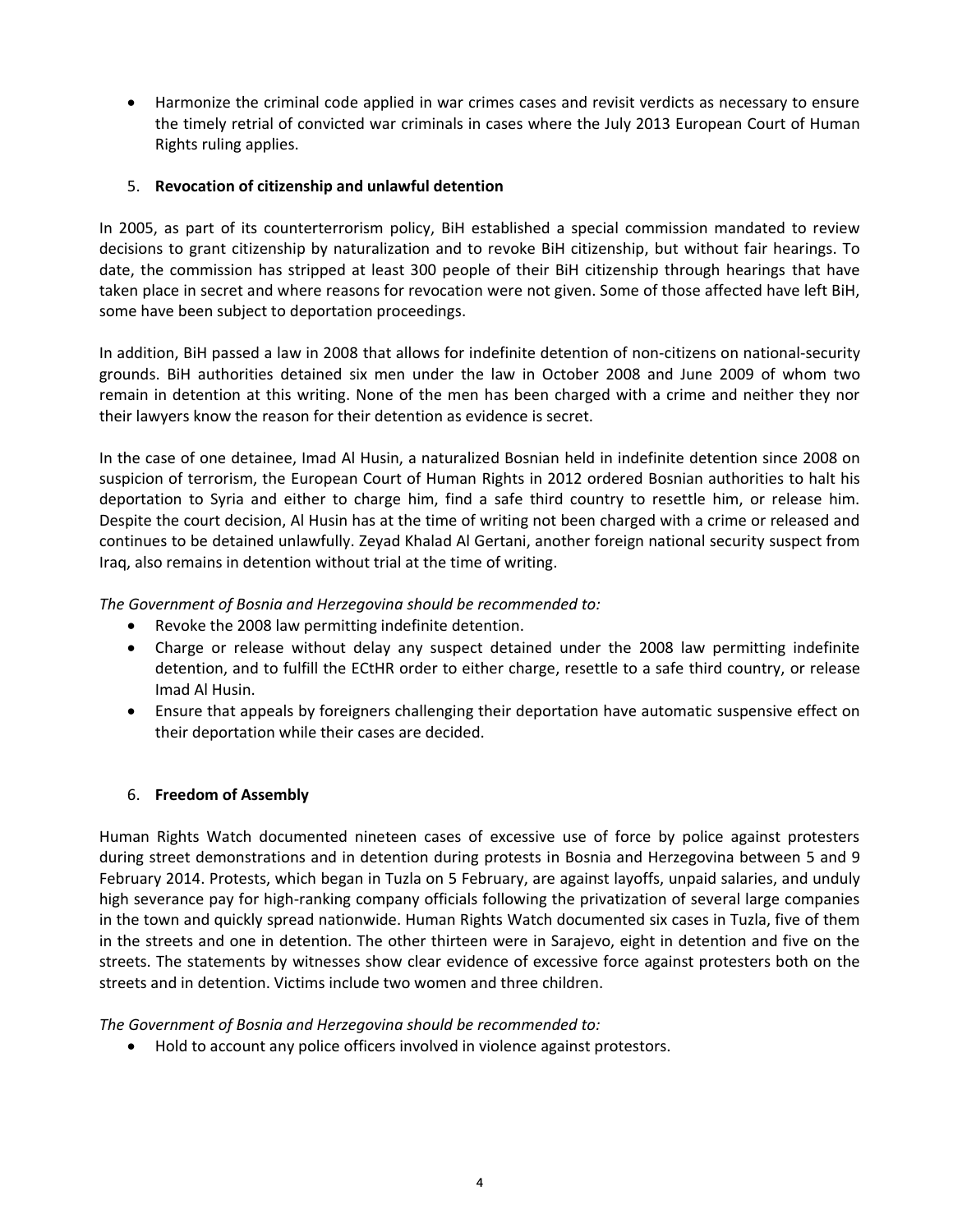- Harmonize the criminal code applied in war crimes cases and revisit verdicts as necessary to ensure the timely retrial of convicted war criminals in cases where the July 2013 European Court of Human Rights ruling applies.

5. **Revocation of citizenship and unlawful detention**

In 2005, as part of its counterterrorism policy, BiH established a special commission mandated to review decisions to grant citizenship by naturalization and to revoke BiH citizenship, but without fair hearings. To date, the commission has stripped at least 300 people of their BiH citizenship through hearings that have taken place in secret and where reasons for revocation were not given. Some of those affected have left BiH, some have been subject to deportation proceedings.

In addition, BiH passed a law in 2008 that allows for indefinite detention of non-citizens on national-security grounds. BiH authorities detained six men under the law in October 2008 and June 2009 of whom two remain in detention at this writing. None of the men has been charged with a crime and neither they nor their lawyers know the reason for their detention as evidence is secret.

In the case of one detainee, Imad Al Husin, a naturalized Bosnian held in indefinite detention since 2008 on suspicion of terrorism, the European Court of Human Rights in 2012 ordered Bosnian authorities to halt his deportation to Syria and either to charge him, find a safe third country to resettle him, or release him. Despite the court decision, Al Husin has at the time of writing not been charged with a crime or released and continues to be detained unlawfully. Zeyad Khalad Al Gertani, another foreign national security suspect from Iraq, also remains in detention without trial at the time of writing.

*The Government of Bosnia and Herzegovina should be recommended to:*

- Revoke the 2008 law permitting indefinite detention.
- Charge or release without delay any suspect detained under the 2008 law permitting indefinite detention, and to fulfill the ECtHR order to either charge, resettle to a safe third country, or release Imad Al Husin.
- Ensure that appeals by foreigners challenging their deportation have automatic suspensive effect on their deportation while their cases are decided.

6. **Freedom of Assembly**

Human Rights Watch documented nineteen cases of excessive use of force by police against protesters during street demonstrations and in detention during protests in Bosnia and Herzegovina between 5 and 9 February 2014. Protests, which began in Tuzla on 5 February, are against layoffs, unpaid salaries, and unduly high severance pay for high-ranking company officials following the privatization of several large companies in the town and quickly spread nationwide. Human Rights Watch documented six cases in Tuzla, five of them in the streets and one in detention. The other thirteen were in Sarajevo, eight in detention and five on the streets. The statements by witnesses show clear evidence of excessive force against protesters both on the streets and in detention. Victims include two women and three children.

*The Government of Bosnia and Herzegovina should be recommended to:*

- Hold to account any police officers involved in violence against protestors.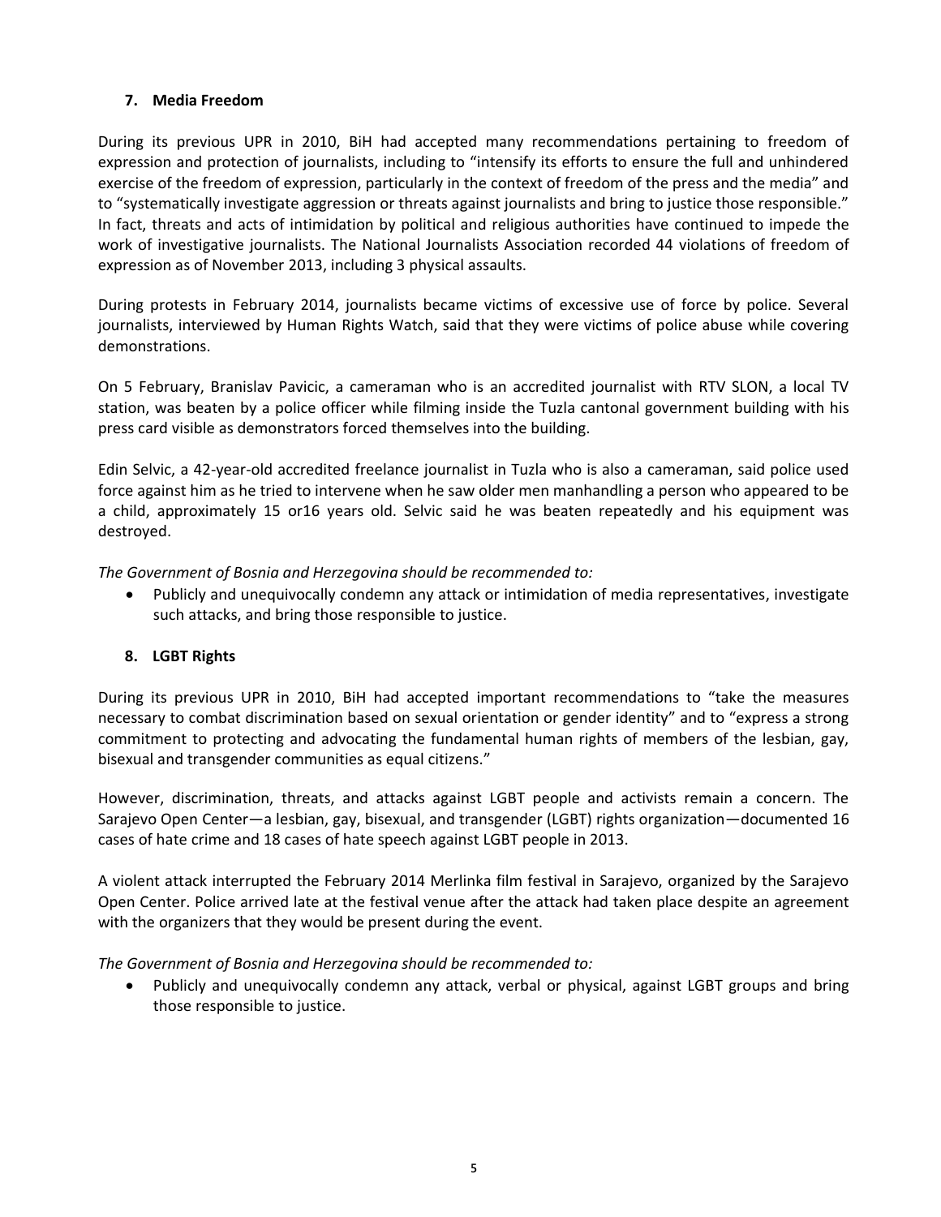## 7. Media Freedom

During its previous UPR in 2010, BiH had accepted many recommendations pertaining to freedom of expression and protection of journalists, including to "intensify its efforts to ensure the full and unhindered exercise of the freedom of expression, particularly in the context of freedom of the press and the media" and to "systematically investigate aggression or threats against journalists and bring to justice those responsible." In fact, threats and acts of intimidation by political and religious authorities have continued to impede the work of investigative journalists. The National Journalists Association recorded 44 violations of freedom of expression as of November 2013, including 3 physical assaults.

During protests in February 2014, journalists became victims of excessive use of force by police. Several journalists, interviewed by Human Rights Watch, said that they were victims of police abuse while covering demonstrations.

On 5 February, Branislav Pavicic, a cameraman who is an accredited journalist with RTV SLON, a local TV station, was beaten by a police officer while filming inside the Tuzla cantonal government building with his press card visible as demonstrators forced themselves into the building.

Edin Selvic, a 42-year-old accredited freelance journalist in Tuzla who is also a cameraman, said police used force against him as he tried to intervene when he saw older men manhandling a person who appeared to be a child, approximately 15 or16 years old. Selvic said he was beaten repeatedly and his equipment was destroyed.

*The Government of Bosnia and Herzegovina should be recommended to:*

- Publicly and unequivocally condemn any attack or intimidation of media representatives, investigate such attacks, and bring those responsible to justice.

## 8. LGBT Rights

During its previous UPR in 2010, BiH had accepted important recommendations to "take the measures necessary to combat discrimination based on sexual orientation or gender identity" and to "express a strong commitment to protecting and advocating the fundamental human rights of members of the lesbian, gay, bisexual and transgender communities as equal citizens."

However, discrimination, threats, and attacks against LGBT people and activists remain a concern. The Sarajevo Open Center—a lesbian, gay, bisexual, and transgender (LGBT) rights organization—documented 16 cases of hate crime and 18 cases of hate speech against LGBT people in 2013.

A violent attack interrupted the February 2014 Merlinka film festival in Sarajevo, organized by the Sarajevo Open Center. Police arrived late at the festival venue after the attack had taken place despite an agreement with the organizers that they would be present during the event.

*The Government of Bosnia and Herzegovina should be recommended to:*

- Publicly and unequivocally condemn any attack, verbal or physical, against LGBT groups and bring those responsible to justice.